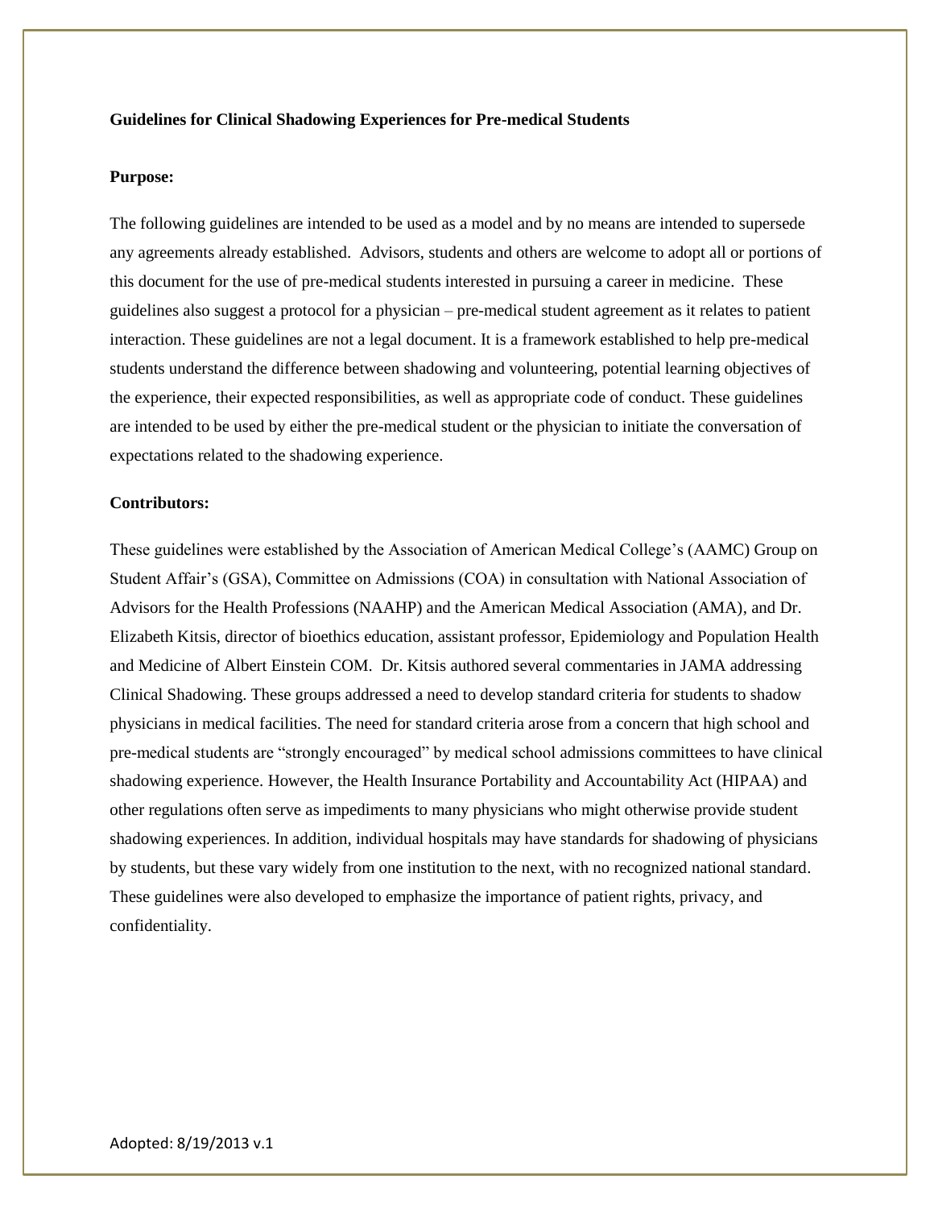**Guidelines for Clinical Shadowing Experiences for Pre-medical Students**

**Purpose:**

The following guidelines are intended to be used as a model and by no means are intended to supersede any agreements already established. Advisors, students and others are welcome to adopt all or portions of this document for the use of pre-medical students interested in pursuing a career in medicine. These guidelines also suggest a protocol for a physician – pre-medical student agreement as it relates to patient interaction. These guidelines are not a legal document. It is a framework established to help pre-medical students understand the difference between shadowing and volunteering, potential learning objectives of the experience, their expected responsibilities, as well as appropriate code of conduct. These guidelines are intended to be used by either the pre-medical student or the physician to initiate the conversation of expectations related to the shadowing experience.

**Contributors:**

These guidelines were established by the Association of American Medical College's (AAMC) Group on Student Affair's (GSA), Committee on Admissions (COA) in consultation with National Association of Advisors for the Health Professions (NAAHP) and the American Medical Association (AMA), and Dr. Elizabeth Kitsis, director of bioethics education, assistant professor, Epidemiology and Population Health and Medicine of Albert Einstein COM. Dr. Kitsis authored several commentaries in JAMA addressing Clinical Shadowing. These groups addressed a need to develop standard criteria for students to shadow physicians in medical facilities. The need for standard criteria arose from a concern that high school and pre-medical students are "strongly encouraged" by medical school admissions committees to have clinical shadowing experience. However, the Health Insurance Portability and Accountability Act (HIPAA) and other regulations often serve as impediments to many physicians who might otherwise provide student shadowing experiences. In addition, individual hospitals may have standards for shadowing of physicians by students, but these vary widely from one institution to the next, with no recognized national standard. These guidelines were also developed to emphasize the importance of patient rights, privacy, and confidentiality.

Adopted: 8/19/2013 v.1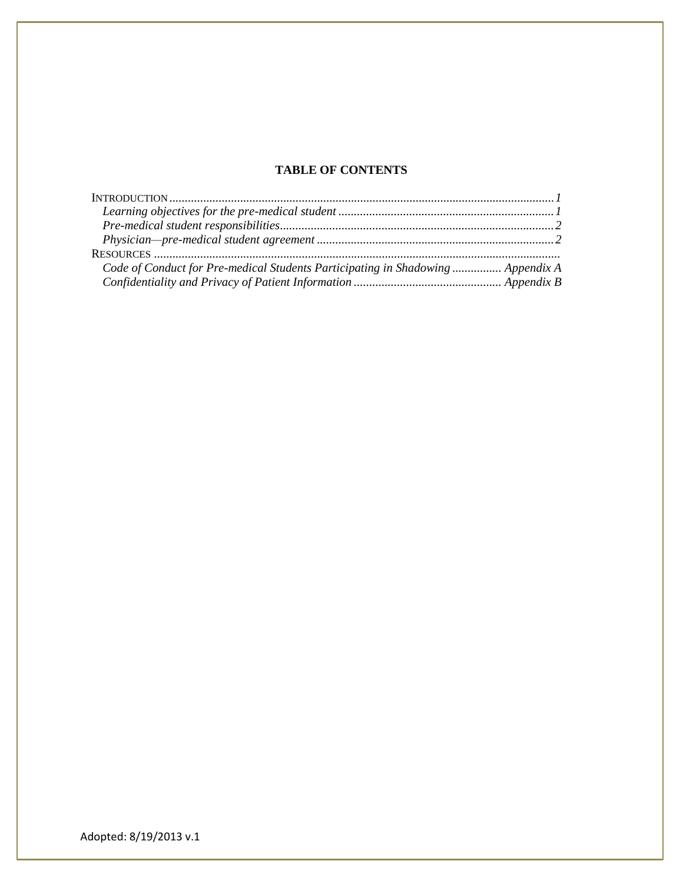**TABLE OF CONTENTS**

INTRODUCTION ............................................................................................................................ *1*

*Learning objectives for the pre-medical student* ..................................................................... *1*

*Pre-medical student responsibilities*........................................................................................ *2*

*Physician—pre-medical student agreement* ............................................................................ *2*

RESOURCES ...................................................................................................................................

*Code of Conduct for Pre-medical Students Participating in Shadowing* ................ *Appendix A*

*Confidentiality and Privacy of Patient Information* ................................................ *Appendix B*

Adopted: 8/19/2013 v.1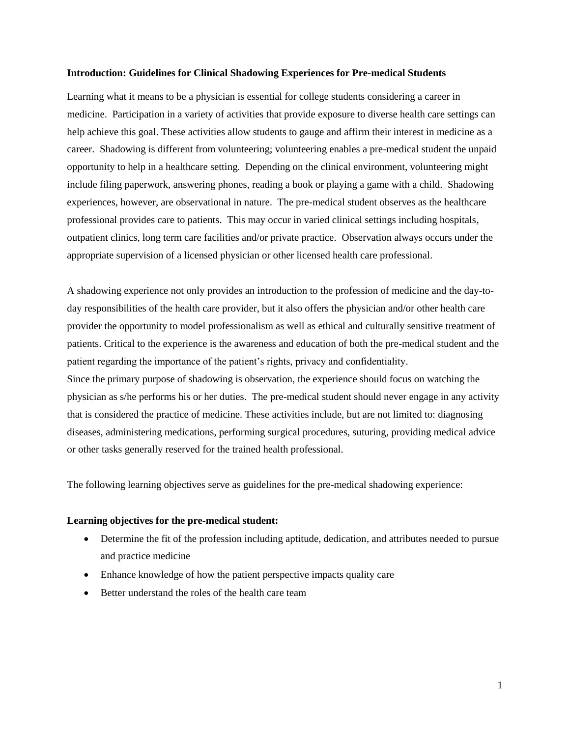**Introduction: Guidelines for Clinical Shadowing Experiences for Pre-medical Students**

Learning what it means to be a physician is essential for college students considering a career in medicine. Participation in a variety of activities that provide exposure to diverse health care settings can help achieve this goal. These activities allow students to gauge and affirm their interest in medicine as a career. Shadowing is different from volunteering; volunteering enables a pre-medical student the unpaid opportunity to help in a healthcare setting. Depending on the clinical environment, volunteering might include filing paperwork, answering phones, reading a book or playing a game with a child. Shadowing experiences, however, are observational in nature. The pre-medical student observes as the healthcare professional provides care to patients. This may occur in varied clinical settings including hospitals, outpatient clinics, long term care facilities and/or private practice. Observation always occurs under the appropriate supervision of a licensed physician or other licensed health care professional.

A shadowing experience not only provides an introduction to the profession of medicine and the day-to-day responsibilities of the health care provider, but it also offers the physician and/or other health care provider the opportunity to model professionalism as well as ethical and culturally sensitive treatment of patients. Critical to the experience is the awareness and education of both the pre-medical student and the patient regarding the importance of the patient's rights, privacy and confidentiality.

Since the primary purpose of shadowing is observation, the experience should focus on watching the physician as s/he performs his or her duties. The pre-medical student should never engage in any activity that is considered the practice of medicine. These activities include, but are not limited to: diagnosing diseases, administering medications, performing surgical procedures, suturing, providing medical advice or other tasks generally reserved for the trained health professional.

The following learning objectives serve as guidelines for the pre-medical shadowing experience:

**Learning objectives for the pre-medical student:**

- Determine the fit of the profession including aptitude, dedication, and attributes needed to pursue and practice medicine
- Enhance knowledge of how the patient perspective impacts quality care
- Better understand the roles of the health care team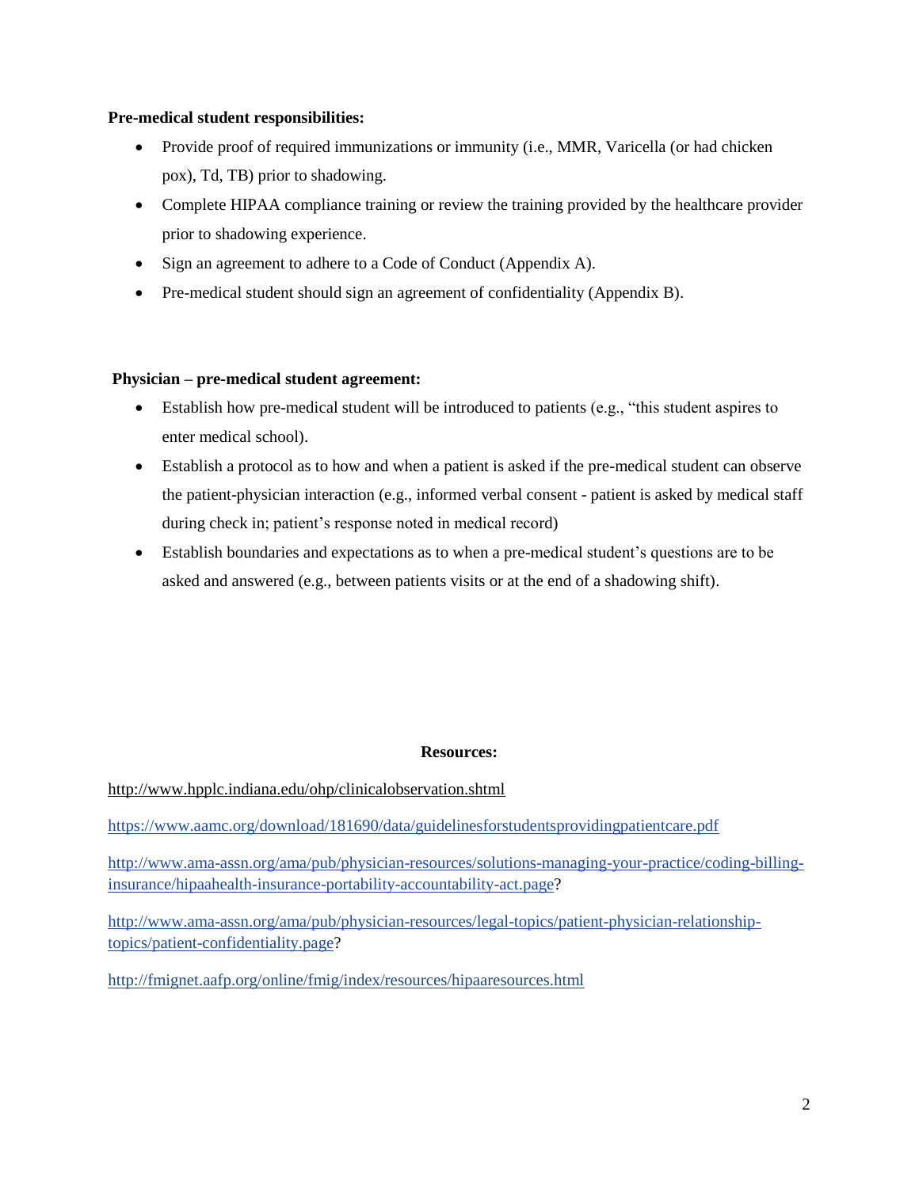**Pre-medical student responsibilities:**

- Provide proof of required immunizations or immunity (i.e., MMR, Varicella (or had chicken pox), Td, TB) prior to shadowing.
- Complete HIPAA compliance training or review the training provided by the healthcare provider prior to shadowing experience.
- Sign an agreement to adhere to a Code of Conduct (Appendix A).
- Pre-medical student should sign an agreement of confidentiality (Appendix B).

**Physician – pre-medical student agreement:**

- Establish how pre-medical student will be introduced to patients (e.g., "this student aspires to enter medical school).
- Establish a protocol as to how and when a patient is asked if the pre-medical student can observe the patient-physician interaction (e.g., informed verbal consent - patient is asked by medical staff during check in; patient's response noted in medical record)
- Establish boundaries and expectations as to when a pre-medical student's questions are to be asked and answered (e.g., between patients visits or at the end of a shadowing shift).

**Resources:**

http://www.hpplc.indiana.edu/ohp/clinicalobservation.shtml

https://www.aamc.org/download/181690/data/guidelinesforstudentsprovidingpatientcare.pdf

http://www.ama-assn.org/ama/pub/physician-resources/solutions-managing-your-practice/coding-billing-insurance/hipaahealth-insurance-portability-accountability-act.page?

http://www.ama-assn.org/ama/pub/physician-resources/legal-topics/patient-physician-relationship-topics/patient-confidentiality.page?

http://fmignet.aafp.org/online/fmig/index/resources/hipaaresources.html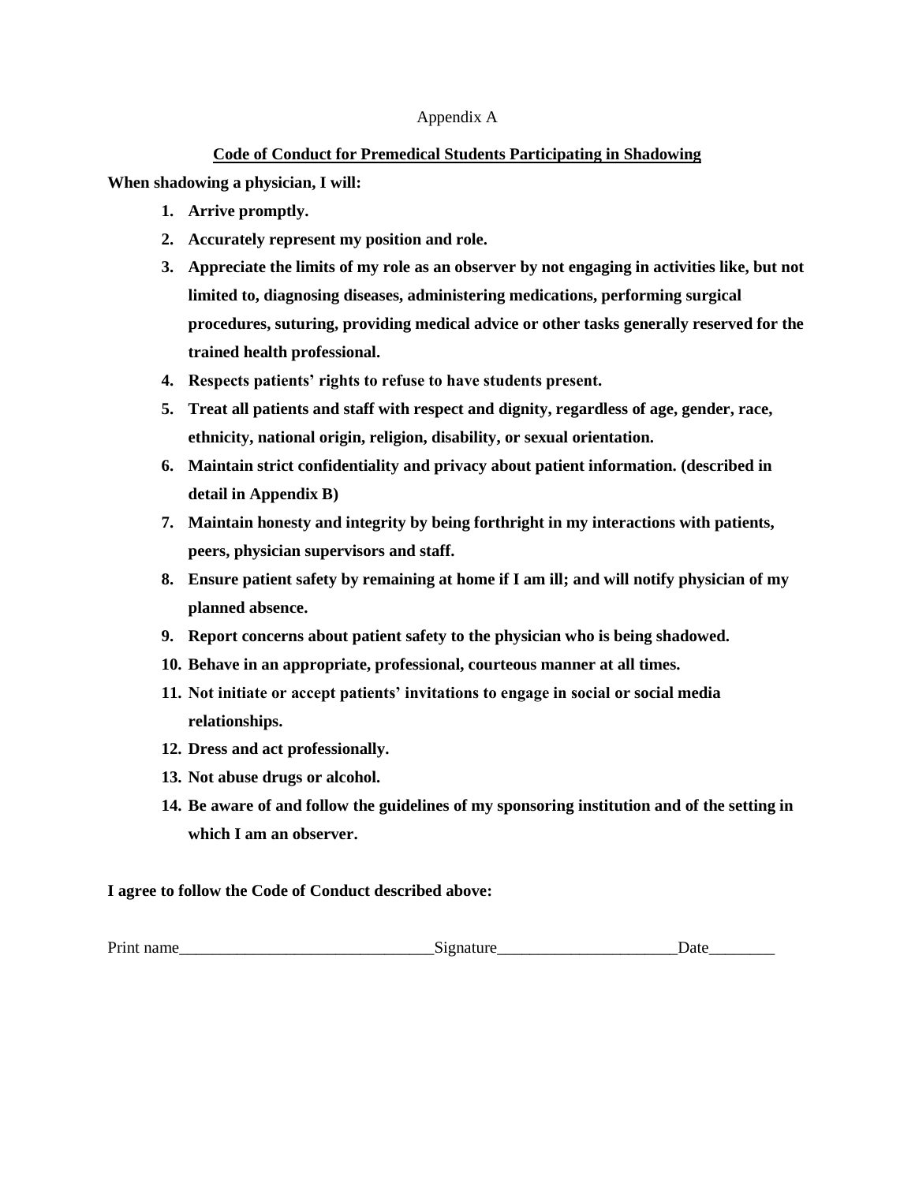Appendix A

## Code of Conduct for Premedical Students Participating in Shadowing

**When shadowing a physician, I will:**

1. **Arrive promptly.**
2. **Accurately represent my position and role.**
3. **Appreciate the limits of my role as an observer by not engaging in activities like, but not limited to, diagnosing diseases, administering medications, performing surgical procedures, suturing, providing medical advice or other tasks generally reserved for the trained health professional.**
4. **Respects patients' rights to refuse to have students present.**
5. **Treat all patients and staff with respect and dignity, regardless of age, gender, race, ethnicity, national origin, religion, disability, or sexual orientation.**
6. **Maintain strict confidentiality and privacy about patient information. (described in detail in Appendix B)**
7. **Maintain honesty and integrity by being forthright in my interactions with patients, peers, physician supervisors and staff.**
8. **Ensure patient safety by remaining at home if I am ill; and will notify physician of my planned absence.**
9. **Report concerns about patient safety to the physician who is being shadowed.**
10. **Behave in an appropriate, professional, courteous manner at all times.**
11. **Not initiate or accept patients' invitations to engage in social or social media relationships.**
12. **Dress and act professionally.**
13. **Not abuse drugs or alcohol.**
14. **Be aware of and follow the guidelines of my sponsoring institution and of the setting in which I am an observer.**

**I agree to follow the Code of Conduct described above:**

Print name_______________________________Signature______________________Date________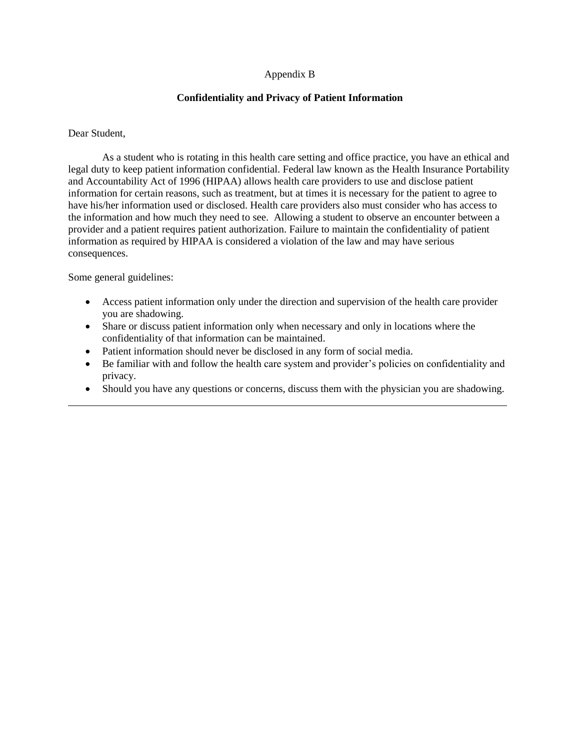Appendix B

## Confidentiality and Privacy of Patient Information

Dear Student,

As a student who is rotating in this health care setting and office practice, you have an ethical and legal duty to keep patient information confidential. Federal law known as the Health Insurance Portability and Accountability Act of 1996 (HIPAA) allows health care providers to use and disclose patient information for certain reasons, such as treatment, but at times it is necessary for the patient to agree to have his/her information used or disclosed. Health care providers also must consider who has access to the information and how much they need to see. Allowing a student to observe an encounter between a provider and a patient requires patient authorization. Failure to maintain the confidentiality of patient information as required by HIPAA is considered a violation of the law and may have serious consequences.

Some general guidelines:

- Access patient information only under the direction and supervision of the health care provider you are shadowing.
- Share or discuss patient information only when necessary and only in locations where the confidentiality of that information can be maintained.
- Patient information should never be disclosed in any form of social media.
- Be familiar with and follow the health care system and provider's policies on confidentiality and privacy.
- Should you have any questions or concerns, discuss them with the physician you are shadowing.

---